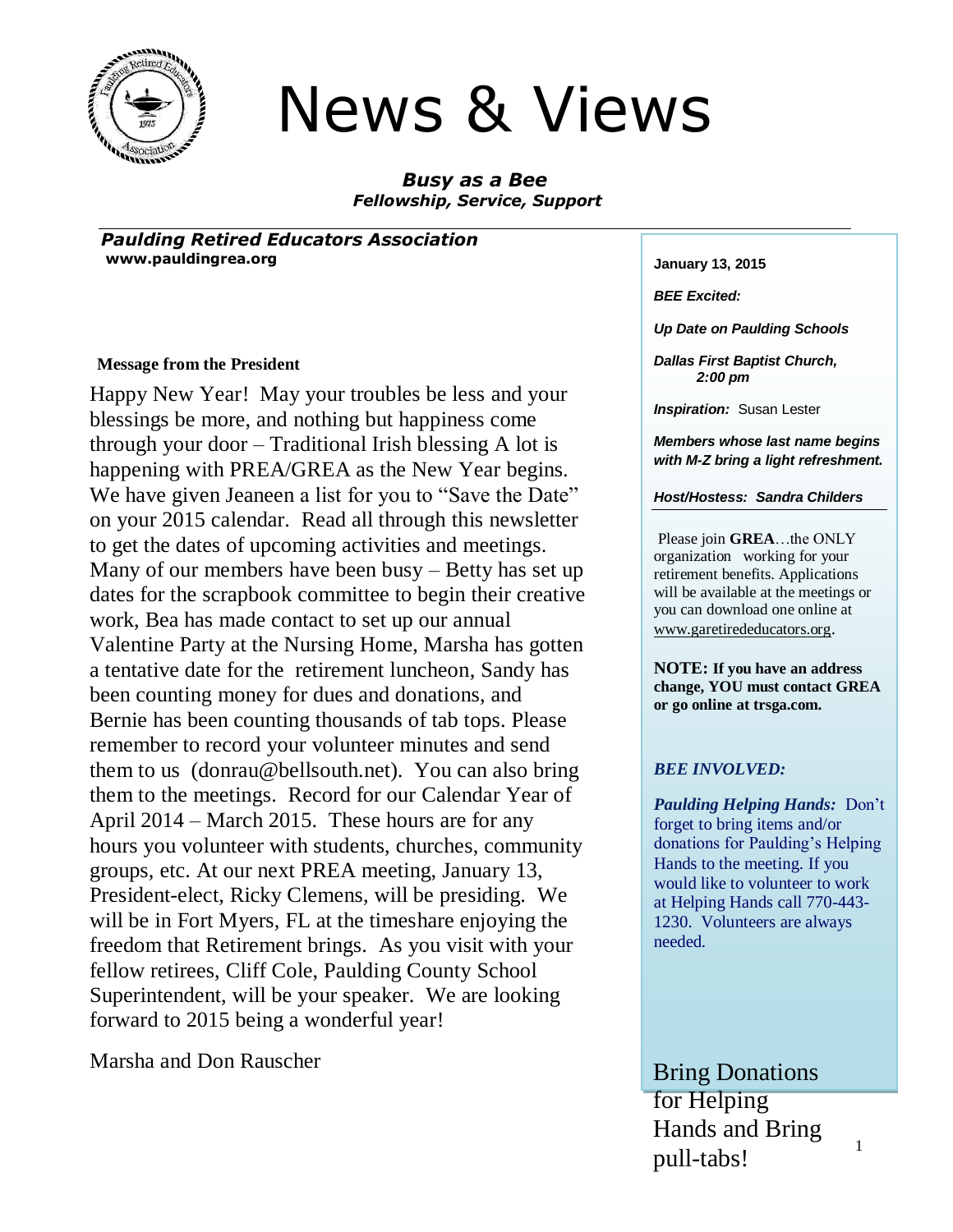# News & Views

***Busy as a Bee***
***Fellowship, Service, Support***

***Paulding Retired Educators Association***
**www.pauldingrea.org**

**Message from the President**

Happy New Year! May your troubles be less and your blessings be more, and nothing but happiness come through your door – Traditional Irish blessing A lot is happening with PREA/GREA as the New Year begins. We have given Jeaneen a list for you to "Save the Date" on your 2015 calendar. Read all through this newsletter to get the dates of upcoming activities and meetings. Many of our members have been busy – Betty has set up dates for the scrapbook committee to begin their creative work, Bea has made contact to set up our annual Valentine Party at the Nursing Home, Marsha has gotten a tentative date for the retirement luncheon, Sandy has been counting money for dues and donations, and Bernie has been counting thousands of tab tops. Please remember to record your volunteer minutes and send them to us (donrau@bellsouth.net). You can also bring them to the meetings. Record for our Calendar Year of April 2014 – March 2015. These hours are for any hours you volunteer with students, churches, community groups, etc. At our next PREA meeting, January 13, President-elect, Ricky Clemens, will be presiding. We will be in Fort Myers, FL at the timeshare enjoying the freedom that Retirement brings. As you visit with your fellow retirees, Cliff Cole, Paulding County School Superintendent, will be your speaker. We are looking forward to 2015 being a wonderful year!

Marsha and Don Rauscher

---

**January 13, 2015**

***BEE Excited:***

***Up Date on Paulding Schools***

***Dallas First Baptist Church, 2:00 pm***

***Inspiration:*** Susan Lester

***Members whose last name begins with M-Z bring a light refreshment.***

***Host/Hostess: Sandra Childers***

Please join **GREA**…the ONLY organization working for your retirement benefits. Applications will be available at the meetings or you can download one online at www.garetirededucators.org.

**NOTE: If you have an address change, YOU must contact GREA or go online at trsga.com.**

***BEE INVOLVED:***

***Paulding Helping Hands:*** Don't forget to bring items and/or donations for Paulding's Helping Hands to the meeting. If you would like to volunteer to work at Helping Hands call 770-443-1230. Volunteers are always needed.

Bring Donations for Helping Hands and Bring pull-tabs!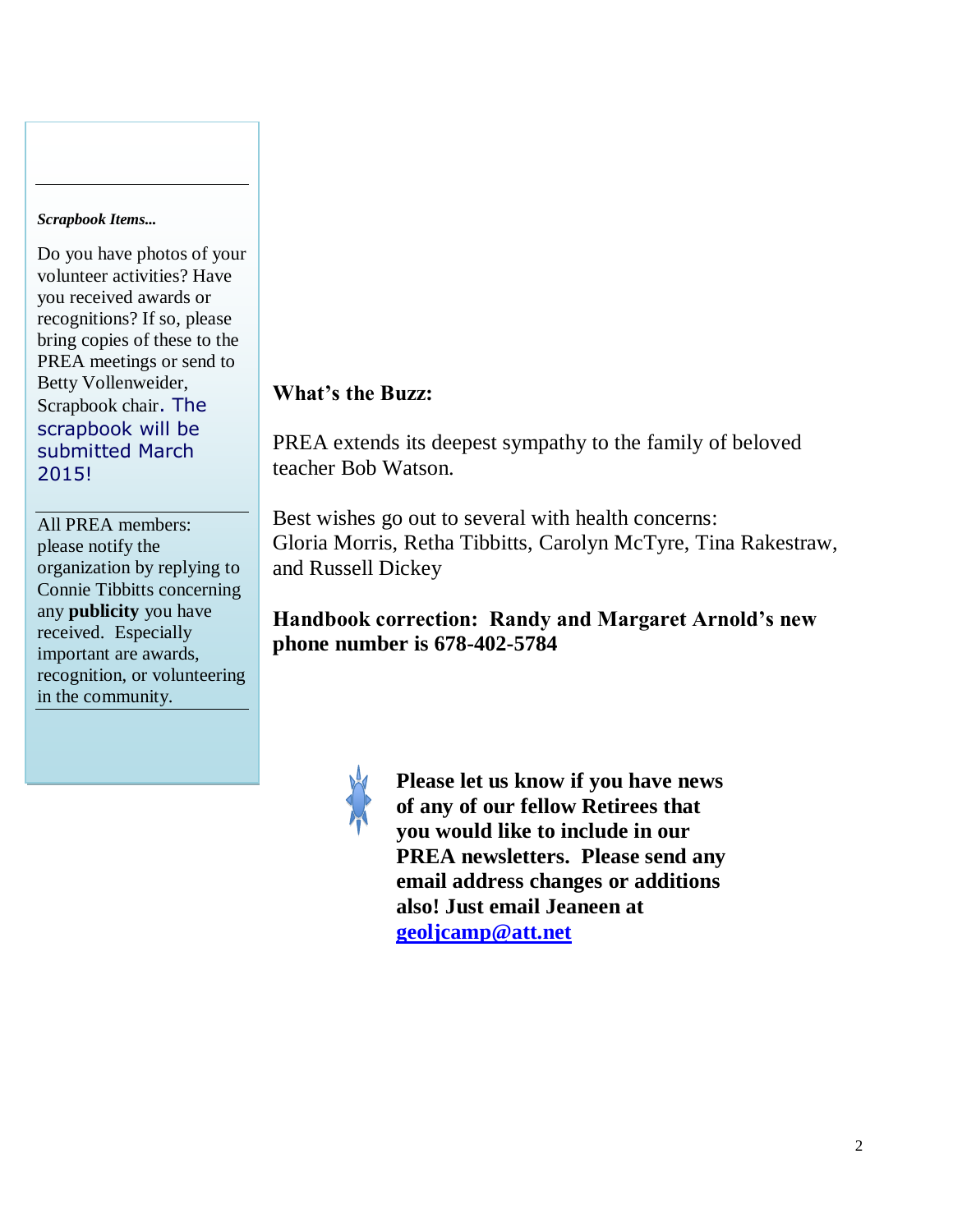*Scrapbook Items...*

Do you have photos of your volunteer activities? Have you received awards or recognitions? If so, please bring copies of these to the PREA meetings or send to Betty Vollenweider, Scrapbook chair. The scrapbook will be submitted March 2015!

All PREA members: please notify the organization by replying to Connie Tibbitts concerning any **publicity** you have received. Especially important are awards, recognition, or volunteering in the community.

**What's the Buzz:**

PREA extends its deepest sympathy to the family of beloved teacher Bob Watson.

Best wishes go out to several with health concerns:
Gloria Morris, Retha Tibbitts, Carolyn McTyre, Tina Rakestraw, and Russell Dickey

**Handbook correction: Randy and Margaret Arnold's new phone number is 678-402-5784**

**Please let us know if you have news of any of our fellow Retirees that you would like to include in our PREA newsletters. Please send any email address changes or additions also! Just email Jeaneen at geoljcamp@att.net**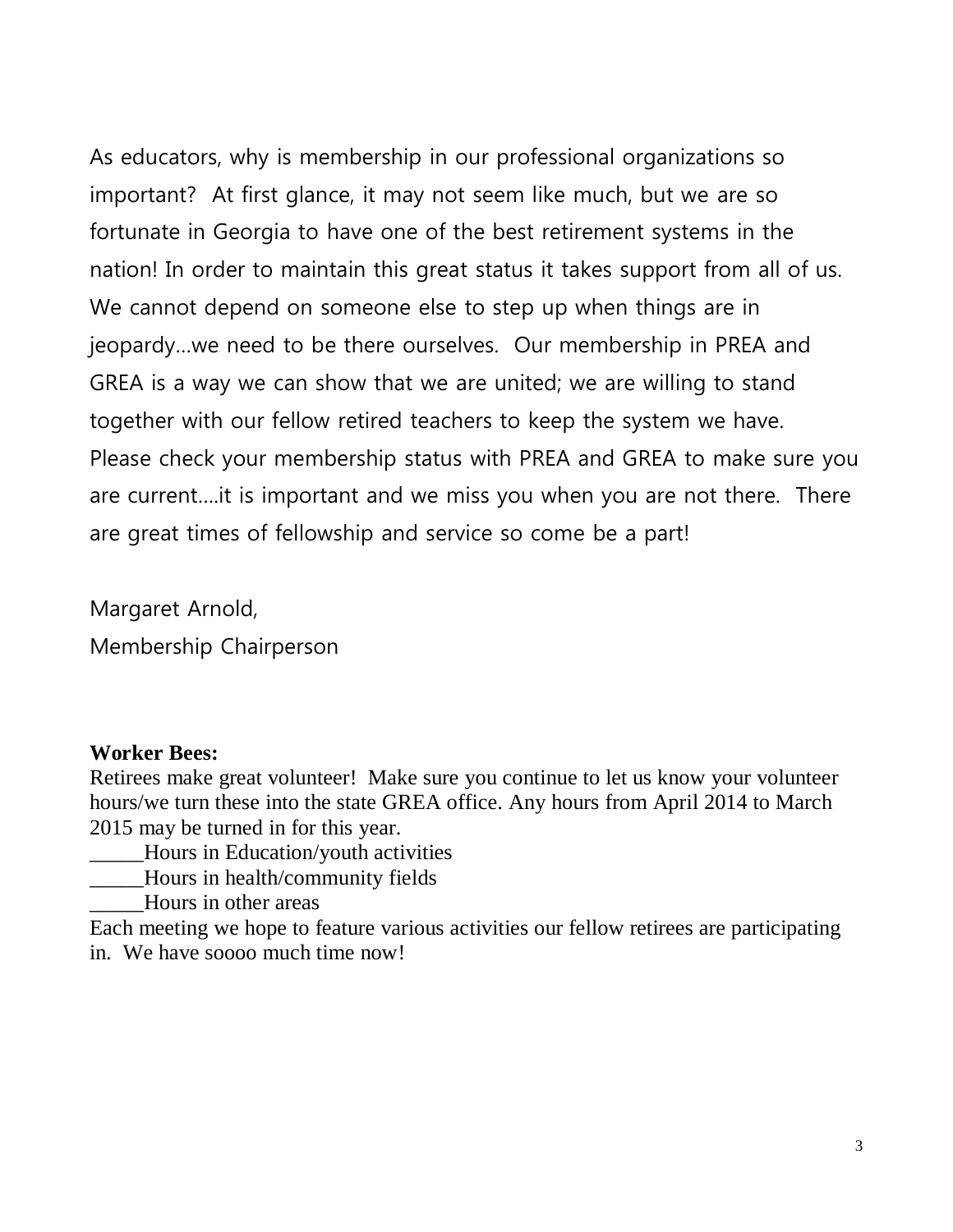As educators, why is membership in our professional organizations so important? At first glance, it may not seem like much, but we are so fortunate in Georgia to have one of the best retirement systems in the nation! In order to maintain this great status it takes support from all of us. We cannot depend on someone else to step up when things are in jeopardy…we need to be there ourselves. Our membership in PREA and GREA is a way we can show that we are united; we are willing to stand together with our fellow retired teachers to keep the system we have. Please check your membership status with PREA and GREA to make sure you are current….it is important and we miss you when you are not there. There are great times of fellowship and service so come be a part!

Margaret Arnold,
Membership Chairperson

**Worker Bees:**

Retirees make great volunteer! Make sure you continue to let us know your volunteer hours/we turn these into the state GREA office. Any hours from April 2014 to March 2015 may be turned in for this year.

_____Hours in Education/youth activities
_____Hours in health/community fields
_____Hours in other areas

Each meeting we hope to feature various activities our fellow retirees are participating in. We have soooo much time now!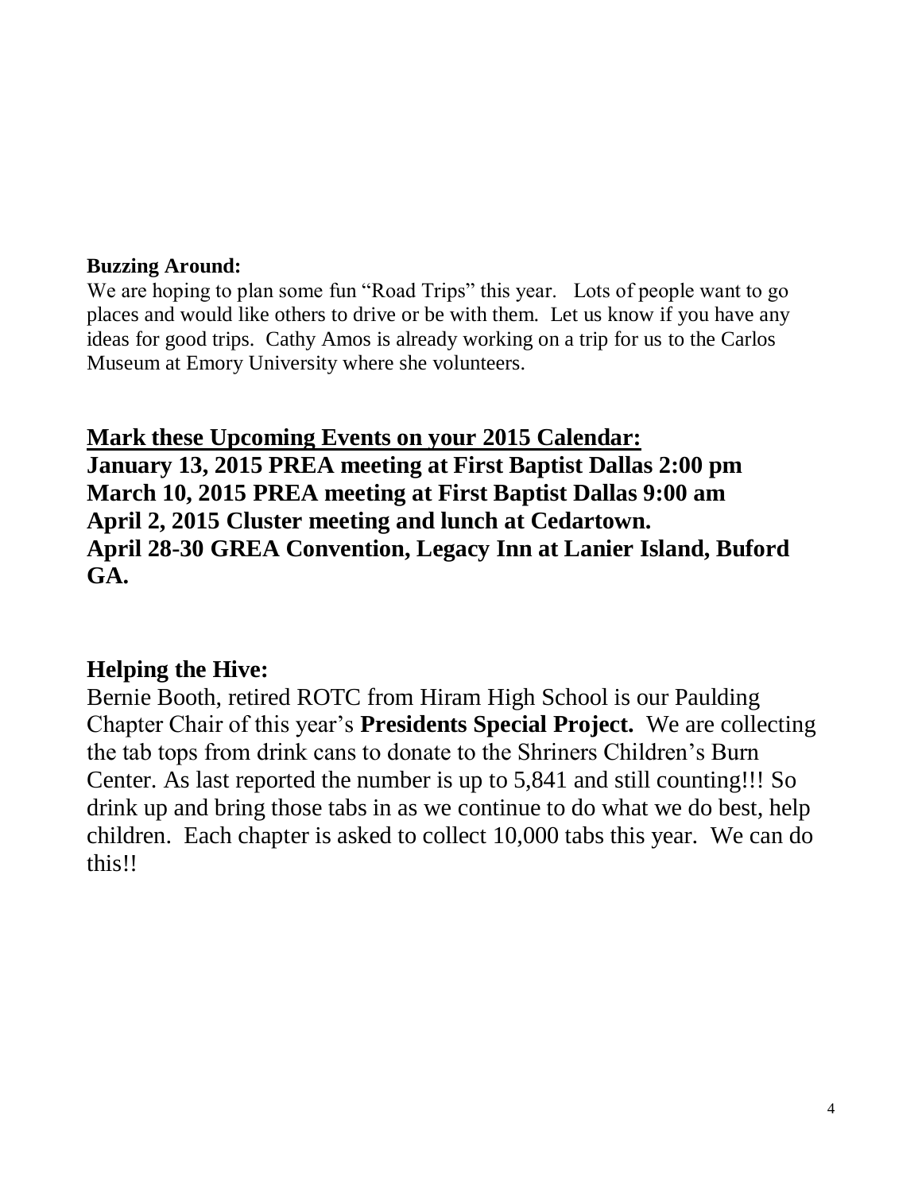**Buzzing Around:**

We are hoping to plan some fun "Road Trips" this year. Lots of people want to go places and would like others to drive or be with them. Let us know if you have any ideas for good trips. Cathy Amos is already working on a trip for us to the Carlos Museum at Emory University where she volunteers.

**<u>Mark these Upcoming Events on your 2015 Calendar:</u>**
**January 13, 2015 PREA meeting at First Baptist Dallas 2:00 pm**
**March 10, 2015 PREA meeting at First Baptist Dallas 9:00 am**
**April 2, 2015 Cluster meeting and lunch at Cedartown.**
**April 28-30 GREA Convention, Legacy Inn at Lanier Island, Buford GA.**

## Helping the Hive:

Bernie Booth, retired ROTC from Hiram High School is our Paulding Chapter Chair of this year's **Presidents Special Project.** We are collecting the tab tops from drink cans to donate to the Shriners Children's Burn Center. As last reported the number is up to 5,841 and still counting!!! So drink up and bring those tabs in as we continue to do what we do best, help children. Each chapter is asked to collect 10,000 tabs this year. We can do this!!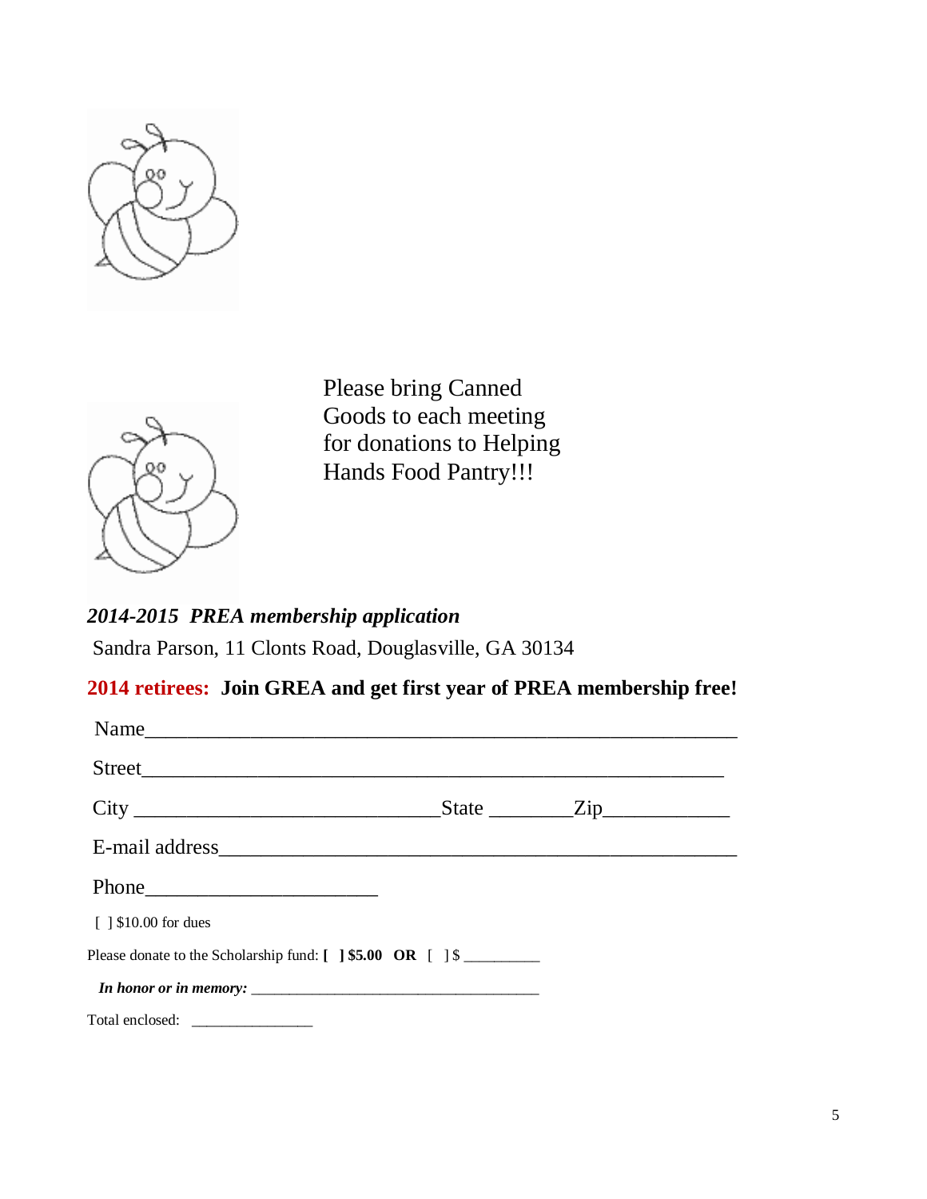Please bring Canned Goods to each meeting for donations to Helping Hands Food Pantry!!!

***2014-2015 PREA membership application***

Sandra Parson, 11 Clonts Road, Douglasville, GA 30134

**2014 retirees: Join GREA and get first year of PREA membership free!**

Name_______________________________________________

Street______________________________________________

City ____________________________State ________Zip____________

E-mail address_______________________________________

Phone______________________

[ ] $10.00 for dues

Please donate to the Scholarship fund: **[ ] $5.00 OR** [ ] $ __________

***In honor or in memory:*** _____________________________________

Total enclosed: ________________